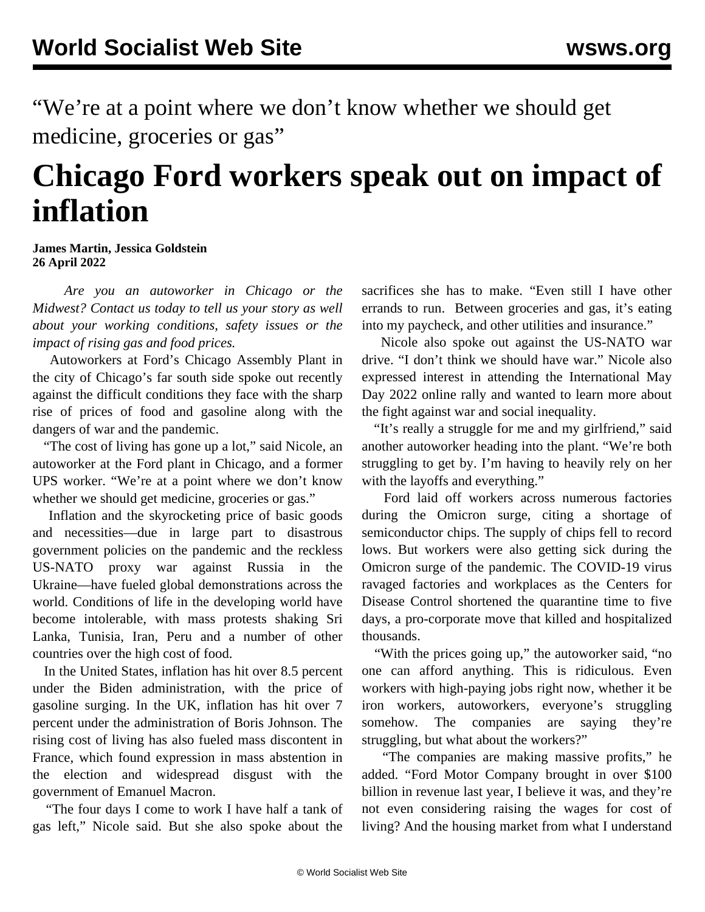“We’re at a point where we don’t know whether we should get medicine, groceries or gas”

# Chicago Ford workers speak out on impact of inflation

**James Martin, Jessica Goldstein**
**26 April 2022**

*Are you an autoworker in Chicago or the Midwest? Contact us today to tell us your story as well about your working conditions, safety issues or the impact of rising gas and food prices.*

Autoworkers at Ford’s Chicago Assembly Plant in the city of Chicago’s far south side spoke out recently against the difficult conditions they face with the sharp rise of prices of food and gasoline along with the dangers of war and the pandemic.

“The cost of living has gone up a lot,” said Nicole, an autoworker at the Ford plant in Chicago, and a former UPS worker. “We’re at a point where we don’t know whether we should get medicine, groceries or gas.”

Inflation and the skyrocketing price of basic goods and necessities—due in large part to disastrous government policies on the pandemic and the reckless US-NATO proxy war against Russia in the Ukraine—have fueled global demonstrations across the world. Conditions of life in the developing world have become intolerable, with mass protests shaking Sri Lanka, Tunisia, Iran, Peru and a number of other countries over the high cost of food.

In the United States, inflation has hit over 8.5 percent under the Biden administration, with the price of gasoline surging. In the UK, inflation has hit over 7 percent under the administration of Boris Johnson. The rising cost of living has also fueled mass discontent in France, which found expression in mass abstention in the election and widespread disgust with the government of Emanuel Macron.

“The four days I come to work I have half a tank of gas left,” Nicole said. But she also spoke about the sacrifices she has to make. “Even still I have other errands to run. Between groceries and gas, it’s eating into my paycheck, and other utilities and insurance.”

Nicole also spoke out against the US-NATO war drive. “I don’t think we should have war.” Nicole also expressed interest in attending the International May Day 2022 online rally and wanted to learn more about the fight against war and social inequality.

“It’s really a struggle for me and my girlfriend,” said another autoworker heading into the plant. “We’re both struggling to get by. I’m having to heavily rely on her with the layoffs and everything.”

Ford laid off workers across numerous factories during the Omicron surge, citing a shortage of semiconductor chips. The supply of chips fell to record lows. But workers were also getting sick during the Omicron surge of the pandemic. The COVID-19 virus ravaged factories and workplaces as the Centers for Disease Control shortened the quarantine time to five days, a pro-corporate move that killed and hospitalized thousands.

“With the prices going up,” the autoworker said, “no one can afford anything. This is ridiculous. Even workers with high-paying jobs right now, whether it be iron workers, autoworkers, everyone’s struggling somehow. The companies are saying they’re struggling, but what about the workers?”

“The companies are making massive profits,” he added. “Ford Motor Company brought in over $100 billion in revenue last year, I believe it was, and they’re not even considering raising the wages for cost of living? And the housing market from what I understand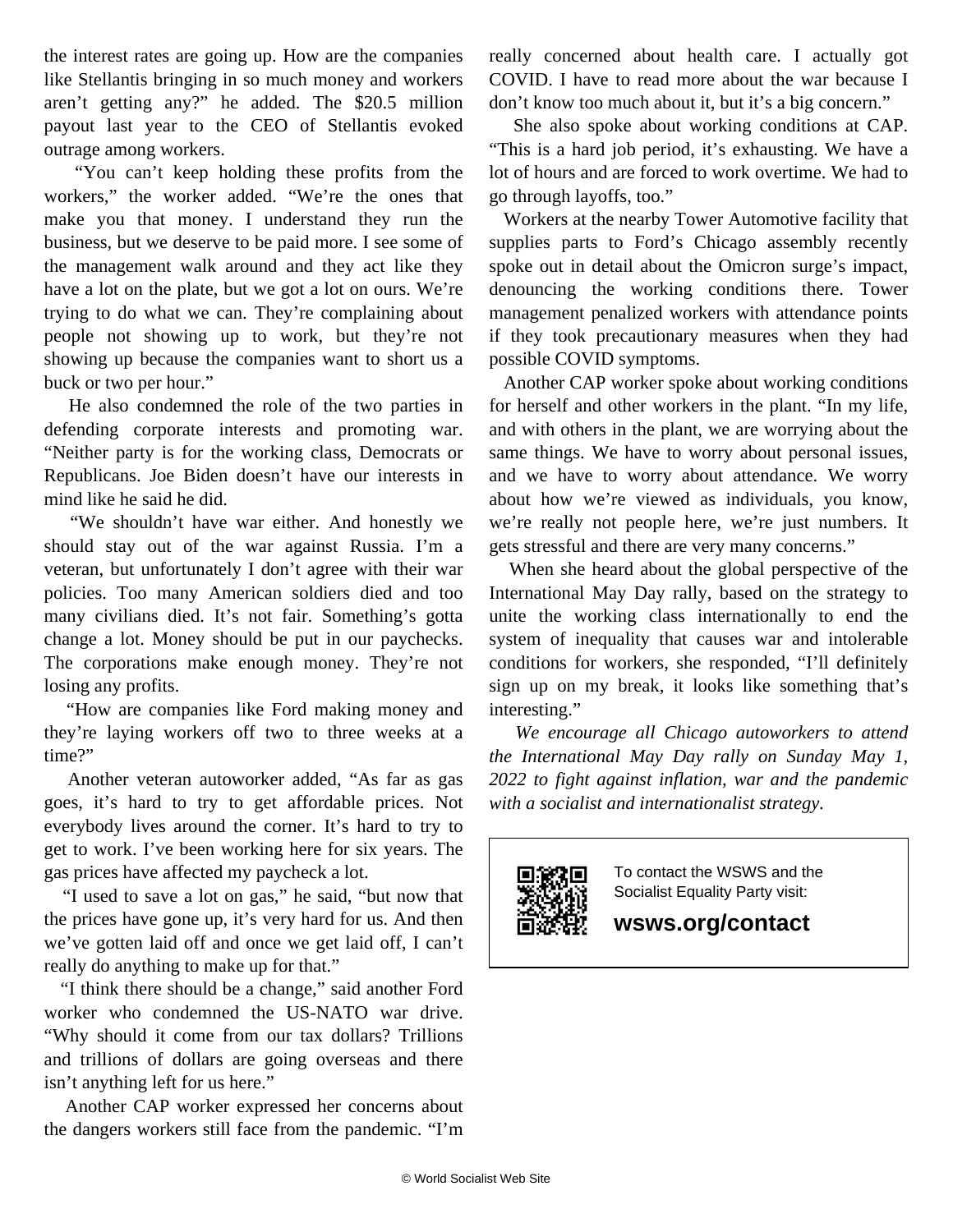the interest rates are going up. How are the companies like Stellantis bringing in so much money and workers aren't getting any?" he added. The $20.5 million payout last year to the CEO of Stellantis evoked outrage among workers.

"You can't keep holding these profits from the workers," the worker added. "We're the ones that make you that money. I understand they run the business, but we deserve to be paid more. I see some of the management walk around and they act like they have a lot on the plate, but we got a lot on ours. We're trying to do what we can. They're complaining about people not showing up to work, but they're not showing up because the companies want to short us a buck or two per hour."

He also condemned the role of the two parties in defending corporate interests and promoting war. "Neither party is for the working class, Democrats or Republicans. Joe Biden doesn't have our interests in mind like he said he did.

"We shouldn't have war either. And honestly we should stay out of the war against Russia. I'm a veteran, but unfortunately I don't agree with their war policies. Too many American soldiers died and too many civilians died. It's not fair. Something's gotta change a lot. Money should be put in our paychecks. The corporations make enough money. They're not losing any profits.

"How are companies like Ford making money and they're laying workers off two to three weeks at a time?"

Another veteran autoworker added, "As far as gas goes, it's hard to try to get affordable prices. Not everybody lives around the corner. It's hard to try to get to work. I've been working here for six years. The gas prices have affected my paycheck a lot.

"I used to save a lot on gas," he said, "but now that the prices have gone up, it's very hard for us. And then we've gotten laid off and once we get laid off, I can't really do anything to make up for that."

"I think there should be a change," said another Ford worker who condemned the US-NATO war drive. "Why should it come from our tax dollars? Trillions and trillions of dollars are going overseas and there isn't anything left for us here."

Another CAP worker expressed her concerns about the dangers workers still face from the pandemic. "I'm really concerned about health care. I actually got COVID. I have to read more about the war because I don't know too much about it, but it's a big concern."

She also spoke about working conditions at CAP. "This is a hard job period, it's exhausting. We have a lot of hours and are forced to work overtime. We had to go through layoffs, too."

Workers at the nearby Tower Automotive facility that supplies parts to Ford's Chicago assembly recently spoke out in detail about the Omicron surge's impact, denouncing the working conditions there. Tower management penalized workers with attendance points if they took precautionary measures when they had possible COVID symptoms.

Another CAP worker spoke about working conditions for herself and other workers in the plant. "In my life, and with others in the plant, we are worrying about the same things. We have to worry about personal issues, and we have to worry about attendance. We worry about how we're viewed as individuals, you know, we're really not people here, we're just numbers. It gets stressful and there are very many concerns."

When she heard about the global perspective of the International May Day rally, based on the strategy to unite the working class internationally to end the system of inequality that causes war and intolerable conditions for workers, she responded, "I'll definitely sign up on my break, it looks like something that's interesting."

*We encourage all Chicago autoworkers to attend the International May Day rally on Sunday May 1, 2022 to fight against inflation, war and the pandemic with a socialist and internationalist strategy.*

To contact the WSWS and the Socialist Equality Party visit:

**wsws.org/contact**